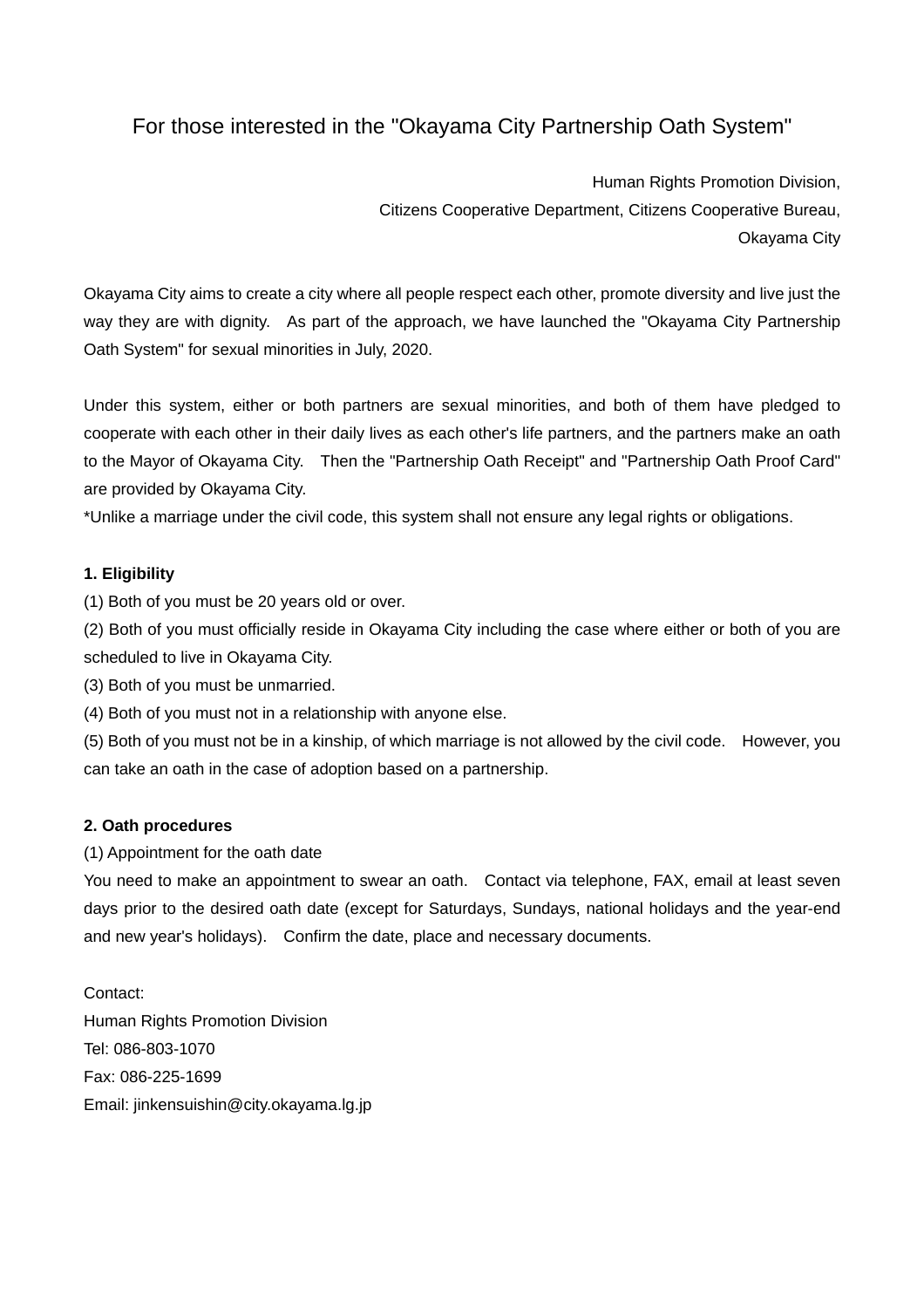# For those interested in the "Okayama City Partnership Oath System"

Human Rights Promotion Division,
Citizens Cooperative Department, Citizens Cooperative Bureau,
Okayama City

Okayama City aims to create a city where all people respect each other, promote diversity and live just the way they are with dignity. As part of the approach, we have launched the "Okayama City Partnership Oath System" for sexual minorities in July, 2020.

Under this system, either or both partners are sexual minorities, and both of them have pledged to cooperate with each other in their daily lives as each other's life partners, and the partners make an oath to the Mayor of Okayama City. Then the "Partnership Oath Receipt" and "Partnership Oath Proof Card" are provided by Okayama City.
*Unlike a marriage under the civil code, this system shall not ensure any legal rights or obligations.

**1. Eligibility**

(1) Both of you must be 20 years old or over.
(2) Both of you must officially reside in Okayama City including the case where either or both of you are scheduled to live in Okayama City.
(3) Both of you must be unmarried.
(4) Both of you must not in a relationship with anyone else.
(5) Both of you must not be in a kinship, of which marriage is not allowed by the civil code. However, you can take an oath in the case of adoption based on a partnership.

**2. Oath procedures**

(1) Appointment for the oath date
You need to make an appointment to swear an oath. Contact via telephone, FAX, email at least seven days prior to the desired oath date (except for Saturdays, Sundays, national holidays and the year-end and new year's holidays). Confirm the date, place and necessary documents.

Contact:
Human Rights Promotion Division
Tel: 086-803-1070
Fax: 086-225-1699
Email: jinkensuishin@city.okayama.lg.jp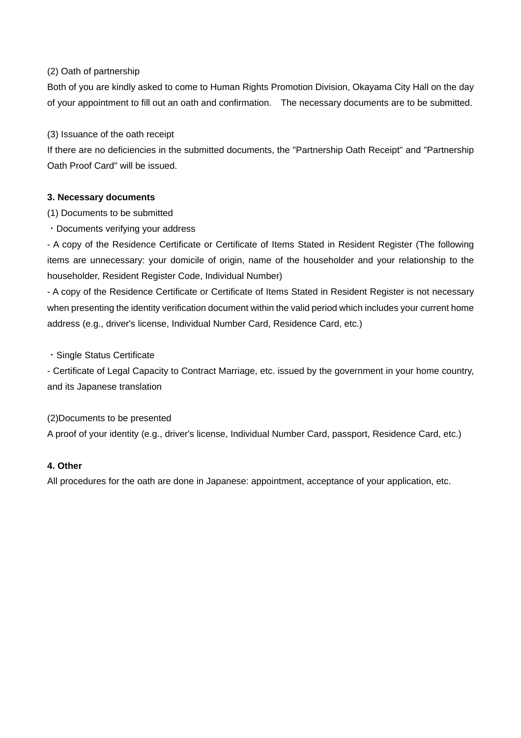(2) Oath of partnership

Both of you are kindly asked to come to Human Rights Promotion Division, Okayama City Hall on the day of your appointment to fill out an oath and confirmation.　The necessary documents are to be submitted.

(3) Issuance of the oath receipt

If there are no deficiencies in the submitted documents, the "Partnership Oath Receipt" and "Partnership Oath Proof Card" will be issued.

**3. Necessary documents**

(1) Documents to be submitted

・Documents verifying your address

- A copy of the Residence Certificate or Certificate of Items Stated in Resident Register (The following items are unnecessary: your domicile of origin, name of the householder and your relationship to the householder, Resident Register Code, Individual Number)
- A copy of the Residence Certificate or Certificate of Items Stated in Resident Register is not necessary when presenting the identity verification document within the valid period which includes your current home address (e.g., driver's license, Individual Number Card, Residence Card, etc.)

・Single Status Certificate

- Certificate of Legal Capacity to Contract Marriage, etc. issued by the government in your home country, and its Japanese translation

(2)Documents to be presented

A proof of your identity (e.g., driver's license, Individual Number Card, passport, Residence Card, etc.)

**4. Other**

All procedures for the oath are done in Japanese: appointment, acceptance of your application, etc.